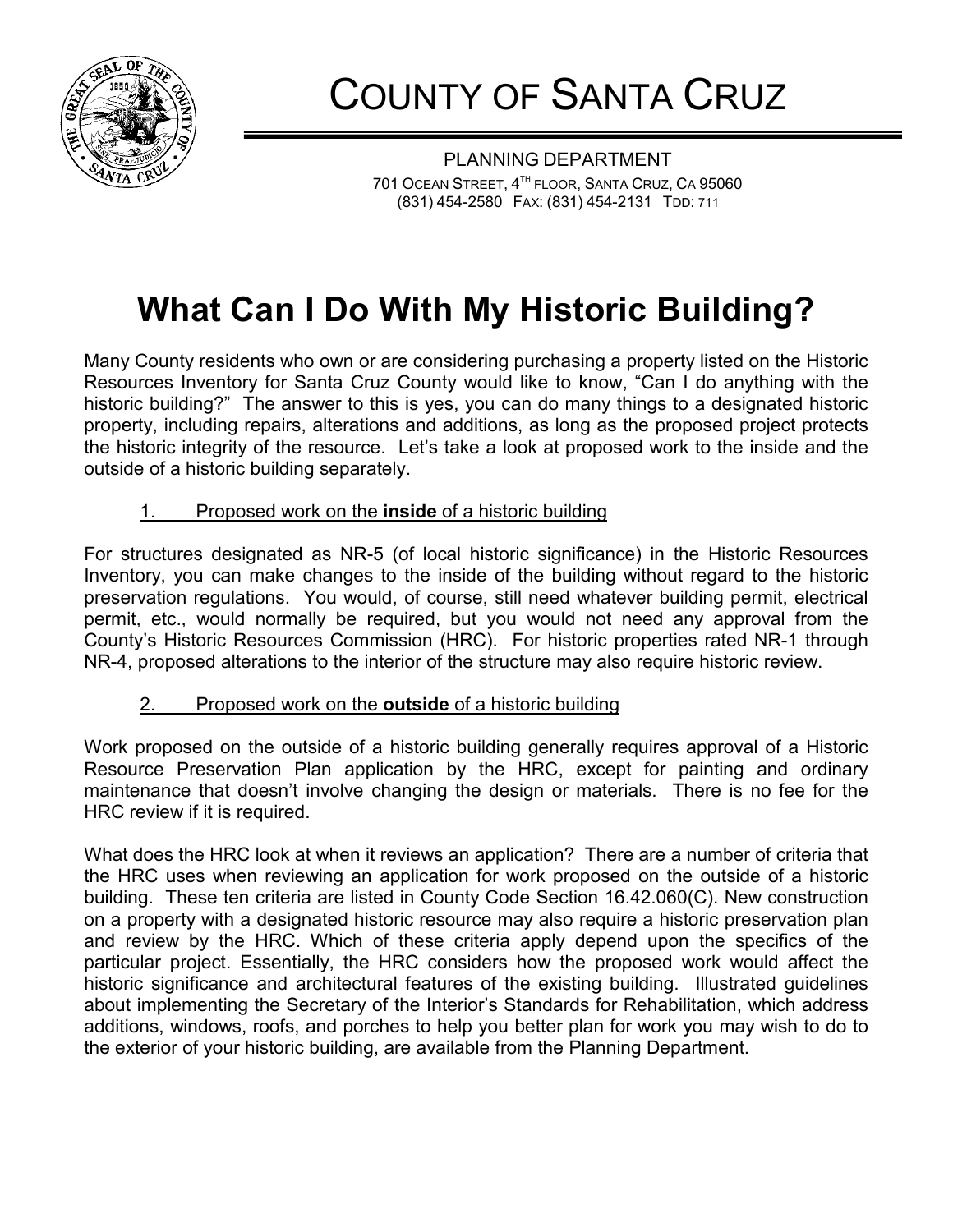# COUNTY OF SANTA CRUZ

PLANNING DEPARTMENT

701 OCEAN STREET, 4TH FLOOR, SANTA CRUZ, CA 95060

(831) 454-2580 FAX: (831) 454-2131 TDD: 711

# What Can I Do With My Historic Building?

Many County residents who own or are considering purchasing a property listed on the Historic Resources Inventory for Santa Cruz County would like to know, "Can I do anything with the historic building?" The answer to this is yes, you can do many things to a designated historic property, including repairs, alterations and additions, as long as the proposed project protects the historic integrity of the resource. Let's take a look at proposed work to the inside and the outside of a historic building separately.

## 1. Proposed work on the **inside** of a historic building

For structures designated as NR-5 (of local historic significance) in the Historic Resources Inventory, you can make changes to the inside of the building without regard to the historic preservation regulations. You would, of course, still need whatever building permit, electrical permit, etc., would normally be required, but you would not need any approval from the County's Historic Resources Commission (HRC). For historic properties rated NR-1 through NR-4, proposed alterations to the interior of the structure may also require historic review.

## 2. Proposed work on the **outside** of a historic building

Work proposed on the outside of a historic building generally requires approval of a Historic Resource Preservation Plan application by the HRC, except for painting and ordinary maintenance that doesn't involve changing the design or materials. There is no fee for the HRC review if it is required.

What does the HRC look at when it reviews an application? There are a number of criteria that the HRC uses when reviewing an application for work proposed on the outside of a historic building. These ten criteria are listed in County Code Section 16.42.060(C). New construction on a property with a designated historic resource may also require a historic preservation plan and review by the HRC. Which of these criteria apply depend upon the specifics of the particular project. Essentially, the HRC considers how the proposed work would affect the historic significance and architectural features of the existing building. Illustrated guidelines about implementing the Secretary of the Interior's Standards for Rehabilitation, which address additions, windows, roofs, and porches to help you better plan for work you may wish to do to the exterior of your historic building, are available from the Planning Department.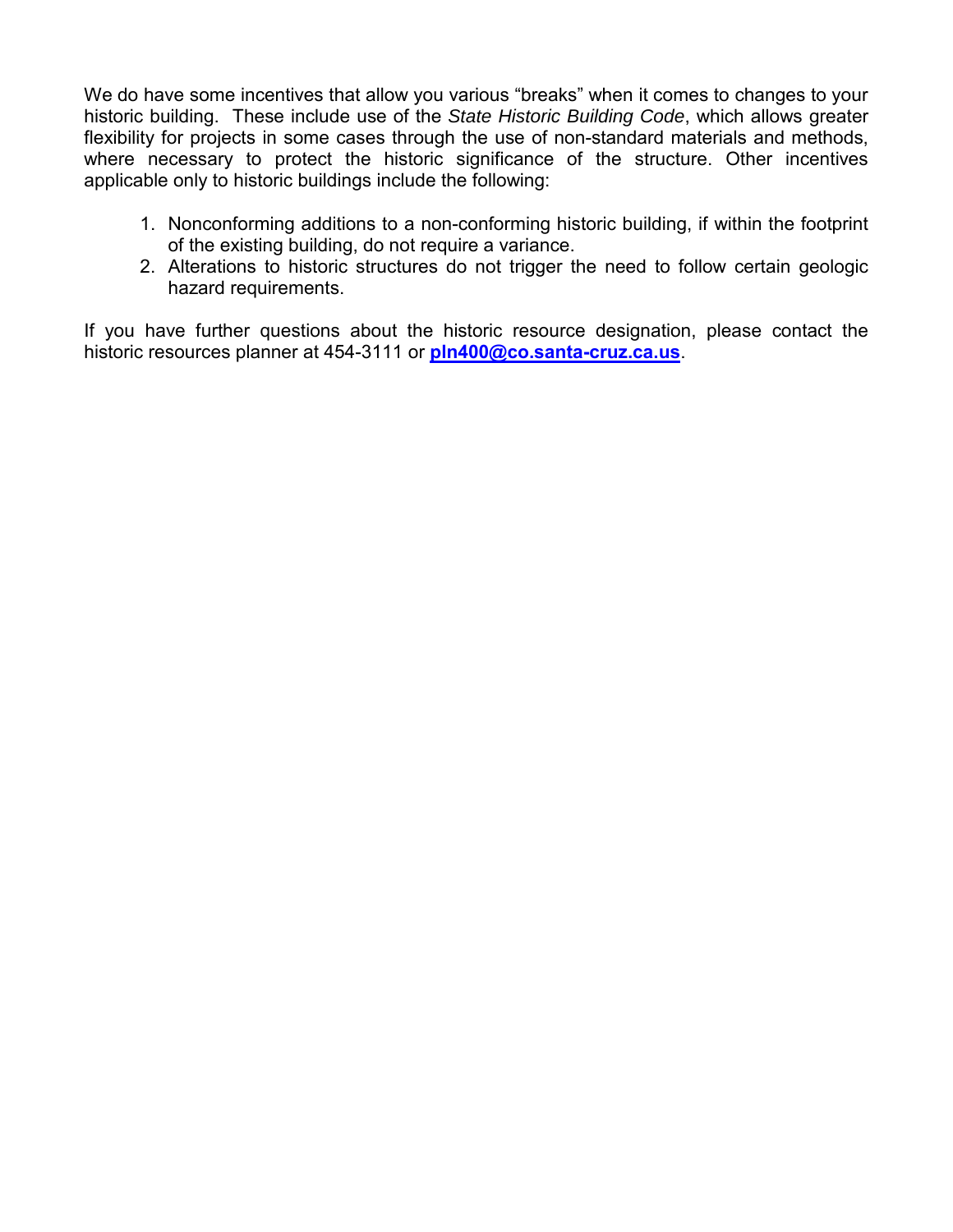We do have some incentives that allow you various "breaks" when it comes to changes to your historic building. These include use of the *State Historic Building Code*, which allows greater flexibility for projects in some cases through the use of non-standard materials and methods, where necessary to protect the historic significance of the structure. Other incentives applicable only to historic buildings include the following:

1. Nonconforming additions to a non-conforming historic building, if within the footprint of the existing building, do not require a variance.
2. Alterations to historic structures do not trigger the need to follow certain geologic hazard requirements.

If you have further questions about the historic resource designation, please contact the historic resources planner at 454-3111 or **pln400@co.santa-cruz.ca.us**.